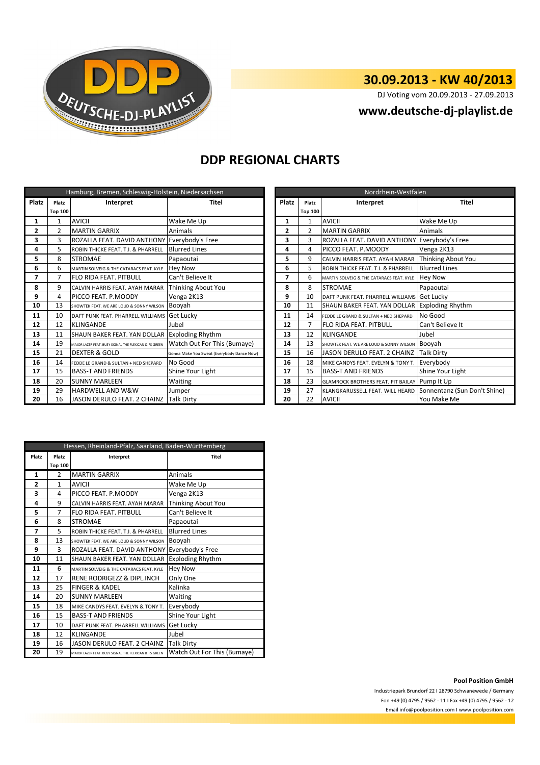DEUTSCHE-DJ-PLAYLIST

# 30.09.2013 - KW 40/2013

DJ Voting vom 20.09.2013 - 27.09.2013

**www.deutsche-dj-playlist.de**

## DDP REGIONAL CHARTS

| Hamburg, Bremen, Schleswig-Holstein, Niedersachsen | | | |
|---|---|---|---|
| Platz | Platz Top 100 | Interpret | Titel |
| 1 | 1 | AVICII | Wake Me Up |
| 2 | 2 | MARTIN GARRIX | Animals |
| 3 | 3 | ROZALLA FEAT. DAVID ANTHONY | Everybody's Free |
| 4 | 5 | ROBIN THICKE FEAT. T.I. & PHARRELL | Blurred Lines |
| 5 | 8 | STROMAE | Papaoutai |
| 6 | 6 | MARTIN SOLVEIG & THE CATARACS FEAT. KYLE | Hey Now |
| 7 | 7 | FLO RIDA FEAT. PITBULL | Can't Believe It |
| 8 | 9 | CALVIN HARRIS FEAT. AYAH MARAR | Thinking About You |
| 9 | 4 | PICCO FEAT. P.MOODY | Venga 2K13 |
| 10 | 13 | SHOWTEK FEAT. WE ARE LOUD & SONNY WILSON | Booyah |
| 11 | 10 | DAFT PUNK FEAT. PHARRELL WILLIAMS | Get Lucky |
| 12 | 12 | KLINGANDE | Jubel |
| 13 | 11 | SHAUN BAKER FEAT. YAN DOLLAR | Exploding Rhythm |
| 14 | 19 | MAJOR LAZER FEAT. BUSY SIGNAL THE FLEXICAN & FS GREEN | Watch Out For This (Bumaye) |
| 15 | 21 | DEXTER & GOLD | Gonna Make You Sweat (Everybody Dance Now) |
| 16 | 14 | FEDDE LE GRAND & SULTAN + NED SHEPARD | No Good |
| 17 | 15 | BASS-T AND FRIENDS | Shine Your Light |
| 18 | 20 | SUNNY MARLEEN | Waiting |
| 19 | 29 | HARDWELL AND W&W | Jumper |
| 20 | 16 | JASON DERULO FEAT. 2 CHAINZ | Talk Dirty |

| Nordrhein-Westfalen | | | |
|---|---|---|---|
| Platz | Platz Top 100 | Interpret | Titel |
| 1 | 1 | AVICII | Wake Me Up |
| 2 | 2 | MARTIN GARRIX | Animals |
| 3 | 3 | ROZALLA FEAT. DAVID ANTHONY | Everybody's Free |
| 4 | 4 | PICCO FEAT. P.MOODY | Venga 2K13 |
| 5 | 9 | CALVIN HARRIS FEAT. AYAH MARAR | Thinking About You |
| 6 | 5 | ROBIN THICKE FEAT. T.I. & PHARRELL | Blurred Lines |
| 7 | 6 | MARTIN SOLVEIG & THE CATARACS FEAT. KYLE | Hey Now |
| 8 | 8 | STROMAE | Papaoutai |
| 9 | 10 | DAFT PUNK FEAT. PHARRELL WILLIAMS | Get Lucky |
| 10 | 11 | SHAUN BAKER FEAT. YAN DOLLAR | Exploding Rhythm |
| 11 | 14 | FEDDE LE GRAND & SULTAN + NED SHEPARD | No Good |
| 12 | 7 | FLO RIDA FEAT. PITBULL | Can't Believe It |
| 13 | 12 | KLINGANDE | Jubel |
| 14 | 13 | SHOWTEK FEAT. WE ARE LOUD & SONNY WILSON | Booyah |
| 15 | 16 | JASON DERULO FEAT. 2 CHAINZ | Talk Dirty |
| 16 | 18 | MIKE CANDYS FEAT. EVELYN & TONY T. | Everybody |
| 17 | 15 | BASS-T AND FRIENDS | Shine Your Light |
| 18 | 23 | GLAMROCK BROTHERS FEAT. PIT BAILAY | Pump It Up |
| 19 | 27 | KLANGKARUSSELL FEAT. WILL HEARD | Sonnentanz (Sun Don't Shine) |
| 20 | 22 | AVICII | You Make Me |

| Hessen, Rheinland-Pfalz, Saarland, Baden-Württemberg | | | |
|---|---|---|---|
| Platz | Platz Top 100 | Interpret | Titel |
| 1 | 2 | MARTIN GARRIX | Animals |
| 2 | 1 | AVICII | Wake Me Up |
| 3 | 4 | PICCO FEAT. P.MOODY | Venga 2K13 |
| 4 | 9 | CALVIN HARRIS FEAT. AYAH MARAR | Thinking About You |
| 5 | 7 | FLO RIDA FEAT. PITBULL | Can't Believe It |
| 6 | 8 | STROMAE | Papaoutai |
| 7 | 5 | ROBIN THICKE FEAT. T.I. & PHARRELL | Blurred Lines |
| 8 | 13 | SHOWTEK FEAT. WE ARE LOUD & SONNY WILSON | Booyah |
| 9 | 3 | ROZALLA FEAT. DAVID ANTHONY | Everybody's Free |
| 10 | 11 | SHAUN BAKER FEAT. YAN DOLLAR | Exploding Rhythm |
| 11 | 6 | MARTIN SOLVEIG & THE CATARACS FEAT. KYLE | Hey Now |
| 12 | 17 | RENE RODRIGEZZ & DIPL.INCH | Only One |
| 13 | 25 | FINGER & KADEL | Kalinka |
| 14 | 20 | SUNNY MARLEEN | Waiting |
| 15 | 18 | MIKE CANDYS FEAT. EVELYN & TONY T. | Everybody |
| 16 | 15 | BASS-T AND FRIENDS | Shine Your Light |
| 17 | 10 | DAFT PUNK FEAT. PHARRELL WILLIAMS | Get Lucky |
| 18 | 12 | KLINGANDE | Jubel |
| 19 | 16 | JASON DERULO FEAT. 2 CHAINZ | Talk Dirty |
| 20 | 19 | MAJOR LAZER FEAT. BUSY SIGNAL THE FLEXICAN & FS GREEN | Watch Out For This (Bumaye) |

**Pool Position GmbH**

Industriepark Brundorf 22 I 28790 Schwanewede / Germany

Fon +49 (0) 4795 / 9562 - 11 I Fax +49 (0) 4795 / 9562 - 12

Email info@poolposition.com I www.poolposition.com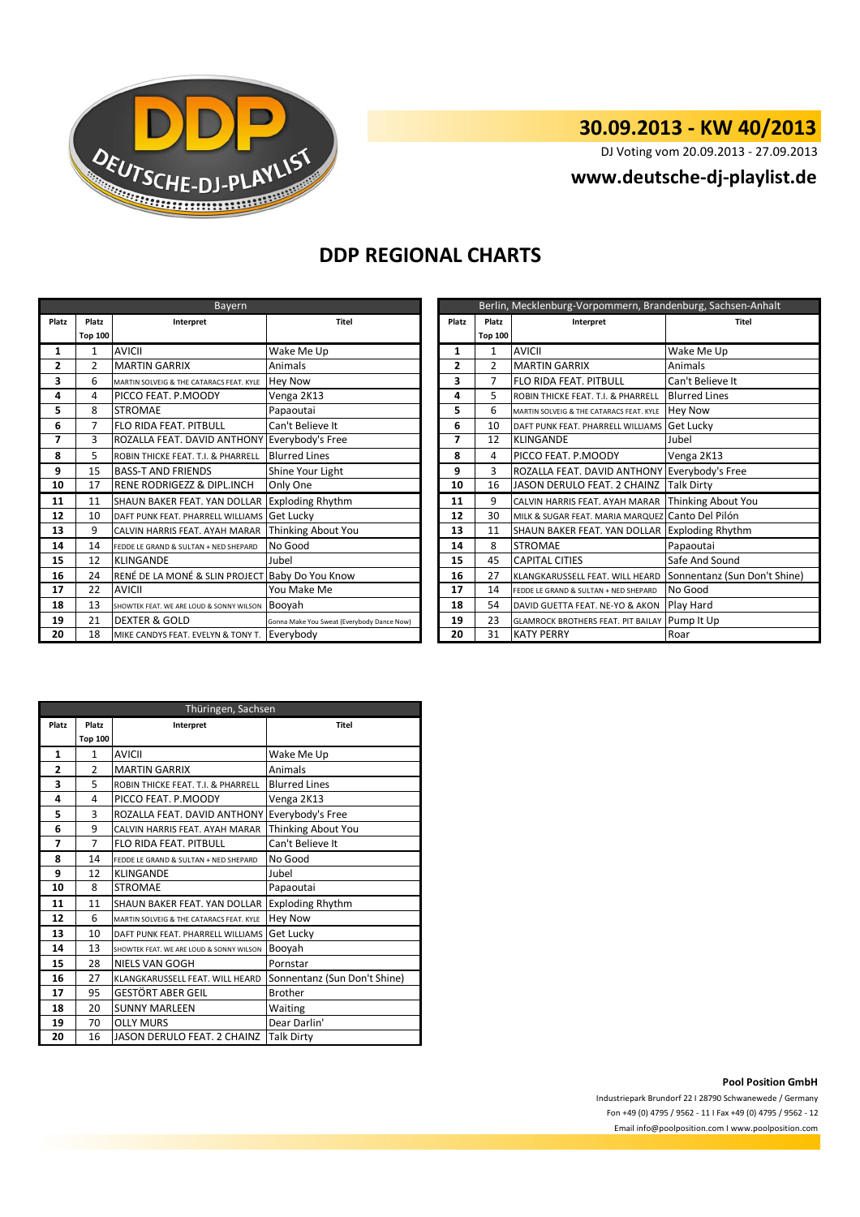## 30.09.2013 - KW 40/2013

DJ Voting vom 20.09.2013 - 27.09.2013

**www.deutsche-dj-playlist.de**

# DDP REGIONAL CHARTS

| Bayern | | | |
|---|---|---|---|
| **Platz** | **Platz Top 100** | **Interpret** | **Titel** |
| 1 | 1 | AVICII | Wake Me Up |
| 2 | 2 | MARTIN GARRIX | Animals |
| 3 | 6 | MARTIN SOLVEIG & THE CATARACS FEAT. KYLE | Hey Now |
| 4 | 4 | PICCO FEAT. P.MOODY | Venga 2K13 |
| 5 | 8 | STROMAE | Papaoutai |
| 6 | 7 | FLO RIDA FEAT. PITBULL | Can't Believe It |
| 7 | 3 | ROZALLA FEAT. DAVID ANTHONY | Everybody's Free |
| 8 | 5 | ROBIN THICKE FEAT. T.I. & PHARRELL | Blurred Lines |
| 9 | 15 | BASS-T AND FRIENDS | Shine Your Light |
| 10 | 17 | RENE RODRIGEZZ & DIPL.INCH | Only One |
| 11 | 11 | SHAUN BAKER FEAT. YAN DOLLAR | Exploding Rhythm |
| 12 | 10 | DAFT PUNK FEAT. PHARRELL WILLIAMS | Get Lucky |
| 13 | 9 | CALVIN HARRIS FEAT. AYAH MARAR | Thinking About You |
| 14 | 14 | FEDDE LE GRAND & SULTAN + NED SHEPARD | No Good |
| 15 | 12 | KLINGANDE | Jubel |
| 16 | 24 | RENÉ DE LA MONÉ & SLIN PROJECT | Baby Do You Know |
| 17 | 22 | AVICII | You Make Me |
| 18 | 13 | SHOWTEK FEAT. WE ARE LOUD & SONNY WILSON | Booyah |
| 19 | 21 | DEXTER & GOLD | Gonna Make You Sweat (Everybody Dance Now) |
| 20 | 18 | MIKE CANDYS FEAT. EVELYN & TONY T. | Everybody |

| Berlin, Mecklenburg-Vorpommern, Brandenburg, Sachsen-Anhalt | | | |
|---|---|---|---|
| **Platz** | **Platz Top 100** | **Interpret** | **Titel** |
| 1 | 1 | AVICII | Wake Me Up |
| 2 | 2 | MARTIN GARRIX | Animals |
| 3 | 7 | FLO RIDA FEAT. PITBULL | Can't Believe It |
| 4 | 5 | ROBIN THICKE FEAT. T.I. & PHARRELL | Blurred Lines |
| 5 | 6 | MARTIN SOLVEIG & THE CATARACS FEAT. KYLE | Hey Now |
| 6 | 10 | DAFT PUNK FEAT. PHARRELL WILLIAMS | Get Lucky |
| 7 | 12 | KLINGANDE | Jubel |
| 8 | 4 | PICCO FEAT. P.MOODY | Venga 2K13 |
| 9 | 3 | ROZALLA FEAT. DAVID ANTHONY | Everybody's Free |
| 10 | 16 | JASON DERULO FEAT. 2 CHAINZ | Talk Dirty |
| 11 | 9 | CALVIN HARRIS FEAT. AYAH MARAR | Thinking About You |
| 12 | 30 | MILK & SUGAR FEAT. MARIA MARQUEZ | Canto Del Pilón |
| 13 | 11 | SHAUN BAKER FEAT. YAN DOLLAR | Exploding Rhythm |
| 14 | 8 | STROMAE | Papaoutai |
| 15 | 45 | CAPITAL CITIES | Safe And Sound |
| 16 | 27 | KLANGKARUSSELL FEAT. WILL HEARD | Sonnentanz (Sun Don't Shine) |
| 17 | 14 | FEDDE LE GRAND & SULTAN + NED SHEPARD | No Good |
| 18 | 54 | DAVID GUETTA FEAT. NE-YO & AKON | Play Hard |
| 19 | 23 | GLAMROCK BROTHERS FEAT. PIT BAILAY | Pump It Up |
| 20 | 31 | KATY PERRY | Roar |

| Thüringen, Sachsen | | | |
|---|---|---|---|
| **Platz** | **Platz Top 100** | **Interpret** | **Titel** |
| 1 | 1 | AVICII | Wake Me Up |
| 2 | 2 | MARTIN GARRIX | Animals |
| 3 | 5 | ROBIN THICKE FEAT. T.I. & PHARRELL | Blurred Lines |
| 4 | 4 | PICCO FEAT. P.MOODY | Venga 2K13 |
| 5 | 3 | ROZALLA FEAT. DAVID ANTHONY | Everybody's Free |
| 6 | 9 | CALVIN HARRIS FEAT. AYAH MARAR | Thinking About You |
| 7 | 7 | FLO RIDA FEAT. PITBULL | Can't Believe It |
| 8 | 14 | FEDDE LE GRAND & SULTAN + NED SHEPARD | No Good |
| 9 | 12 | KLINGANDE | Jubel |
| 10 | 8 | STROMAE | Papaoutai |
| 11 | 11 | SHAUN BAKER FEAT. YAN DOLLAR | Exploding Rhythm |
| 12 | 6 | MARTIN SOLVEIG & THE CATARACS FEAT. KYLE | Hey Now |
| 13 | 10 | DAFT PUNK FEAT. PHARRELL WILLIAMS | Get Lucky |
| 14 | 13 | SHOWTEK FEAT. WE ARE LOUD & SONNY WILSON | Booyah |
| 15 | 28 | NIELS VAN GOGH | Pornstar |
| 16 | 27 | KLANGKARUSSELL FEAT. WILL HEARD | Sonnentanz (Sun Don't Shine) |
| 17 | 95 | GESTÖRT ABER GEIL | Brother |
| 18 | 20 | SUNNY MARLEEN | Waiting |
| 19 | 70 | OLLY MURS | Dear Darlin' |
| 20 | 16 | JASON DERULO FEAT. 2 CHAINZ | Talk Dirty |

**Pool Position GmbH**

Industriepark Brundorf 22 I 28790 Schwanewede / Germany

Fon +49 (0) 4795 / 9562 - 11 I Fax +49 (0) 4795 / 9562 - 12

Email info@poolposition.com I www.poolposition.com